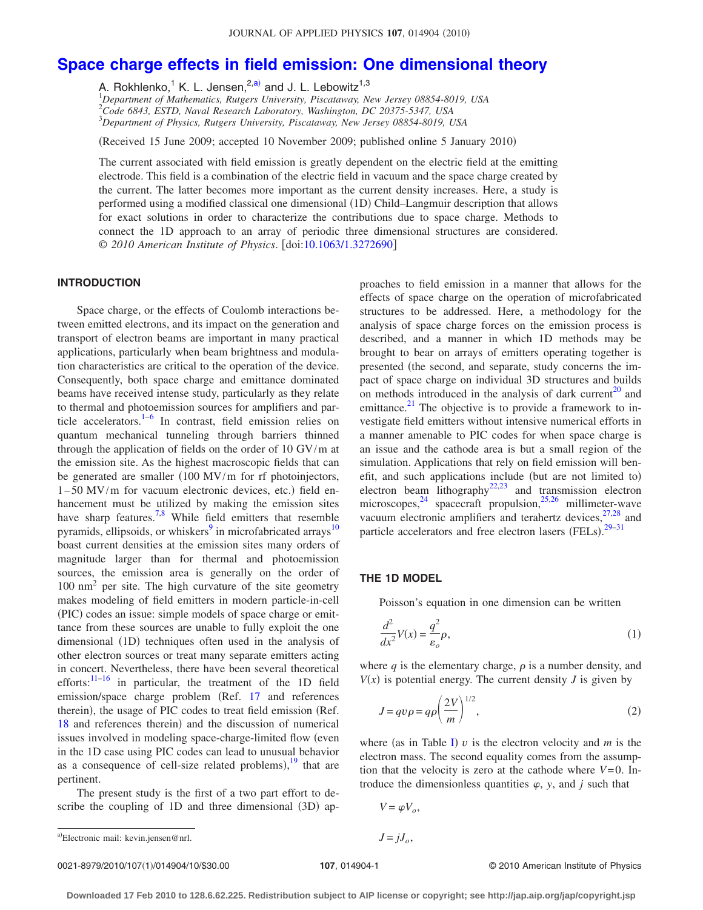# Space charge effects in field emission: One dimensional theory

A. Rokhlenko,[1] K. L. Jensen,[2,a)] and J. L. Lebowitz[1,3]

[1]*Department of Mathematics, Rutgers University, Piscataway, New Jersey 08854-8019, USA*
[2]*Code 6843, ESTD, Naval Research Laboratory, Washington, DC 20375-5347, USA*
[3]*Department of Physics, Rutgers University, Piscataway, New Jersey 08854-8019, USA*

(Received 15 June 2009; accepted 10 November 2009; published online 5 January 2010)

The current associated with field emission is greatly dependent on the electric field at the emitting electrode. This field is a combination of the electric field in vacuum and the space charge created by the current. The latter becomes more important as the current density increases. Here, a study is performed using a modified classical one dimensional (1D) Child–Langmuir description that allows for exact solutions in order to characterize the contributions due to space charge. Methods to connect the 1D approach to an array of periodic three dimensional structures are considered. © *2010 American Institute of Physics*. [doi:10.1063/1.3272690]

## INTRODUCTION

Space charge, or the effects of Coulomb interactions between emitted electrons, and its impact on the generation and transport of electron beams are important in many practical applications, particularly when beam brightness and modulation characteristics are critical to the operation of the device. Consequently, both space charge and emittance dominated beams have received intense study, particularly as they relate to thermal and photoemission sources for amplifiers and particle accelerators.[1–6] In contrast, field emission relies on quantum mechanical tunneling through barriers thinned through the application of fields on the order of 10 GV/m at the emission site. As the highest macroscopic fields that can be generated are smaller (100 MV/m for rf photoinjectors, 1–50 MV/m for vacuum electronic devices, etc.) field enhancement must be utilized by making the emission sites have sharp features.[7,8] While field emitters that resemble pyramids, ellipsoids, or whiskers[9] in microfabricated arrays[10] boast current densities at the emission sites many orders of magnitude larger than for thermal and photoemission sources, the emission area is generally on the order of 100 nm$^2$ per site. The high curvature of the site geometry makes modeling of field emitters in modern particle-in-cell (PIC) codes an issue: simple models of space charge or emittance from these sources are unable to fully exploit the one dimensional (1D) techniques often used in the analysis of other electron sources or treat many separate emitters acting in concert. Nevertheless, there have been several theoretical efforts:[11–16] in particular, the treatment of the 1D field emission/space charge problem (Ref. 17 and references therein), the usage of PIC codes to treat field emission (Ref. 18 and references therein) and the discussion of numerical issues involved in modeling space-charge-limited flow (even in the 1D case using PIC codes can lead to unusual behavior as a consequence of cell-size related problems),[19] that are pertinent.

The present study is the first of a two part effort to describe the coupling of 1D and three dimensional (3D) approaches to field emission in a manner that allows for the effects of space charge on the operation of microfabricated structures to be addressed. Here, a methodology for the analysis of space charge forces on the emission process is described, and a manner in which 1D methods may be brought to bear on arrays of emitters operating together is presented (the second, and separate, study concerns the impact of space charge on individual 3D structures and builds on methods introduced in the analysis of dark current[20] and emittance.[21] The objective is to provide a framework to investigate field emitters without intensive numerical efforts in a manner amenable to PIC codes for when space charge is an issue and the cathode area is but a small region of the simulation. Applications that rely on field emission will benefit, and such applications include (but are not limited to) electron beam lithography[22,23] and transmission electron microscopes,[24] spacecraft propulsion,[25,26] millimeter-wave vacuum electronic amplifiers and terahertz devices,[27,28] and particle accelerators and free electron lasers (FELs).[29–31]

## THE 1D MODEL

Poisson's equation in one dimension can be written

$$\frac{d^2}{dx^2}V(x) = \frac{q^2}{\varepsilon_o}\rho, \tag{1}$$

where $q$ is the elementary charge, $\rho$ is a number density, and $V(x)$ is potential energy. The current density $J$ is given by

$$J = qv\rho = q\rho\left(\frac{2V}{m}\right)^{1/2}, \tag{2}$$

where (as in Table I) $v$ is the electron velocity and $m$ is the electron mass. The second equality comes from the assumption that the velocity is zero at the cathode where $V=0$. Introduce the dimensionless quantities $\varphi$, $y$, and $j$ such that

$$V = \varphi V_o,$$

$$J = jJ_o,$$

---

[a)]Electronic mail: kevin.jensen@nrl.

0021-8979/2010/107(1)/014904/10/$30.00 © 2010 American Institute of Physics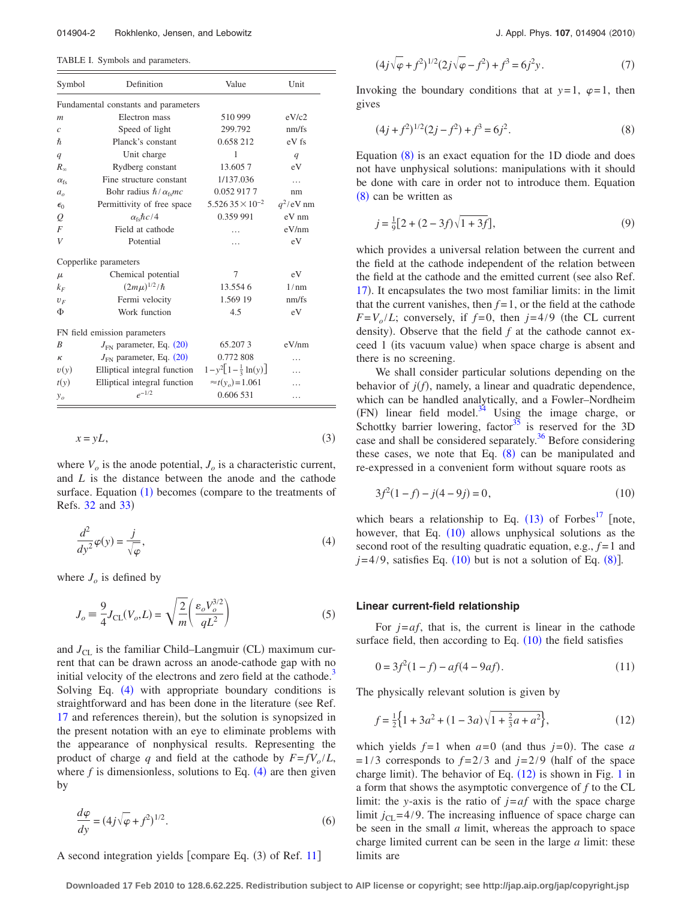TABLE I. Symbols and parameters.

| Symbol | Definition | Value | Unit |
|---|---|---|---|
| Fundamental constants and parameters | | | |
| $m$ | Electron mass | 510 999 | eV/c2 |
| $c$ | Speed of light | 299.792 | nm/fs |
| $\hbar$ | Planck's constant | 0.658 212 | eV fs |
| $q$ | Unit charge | 1 | $q$ |
| $R_\infty$ | Rydberg constant | 13.605 7 | eV |
| $\alpha_{fs}$ | Fine structure constant | 1/137.036 | … |
| $a_o$ | Bohr radius $\hbar/\alpha_{fs}mc$ | 0.052 917 7 | nm |
| $\epsilon_0$ | Permittivity of free space | $5.526\,35\times10^{-2}$ | $q^2$/eV nm |
| $Q$ | $\alpha_{fs}\hbar c/4$ | 0.359 991 | eV nm |
| $F$ | Field at cathode | … | eV/nm |
| $V$ | Potential | … | eV |
| Copperlike parameters | | | |
| $\mu$ | Chemical potential | 7 | eV |
| $k_F$ | $(2m\mu)^{1/2}/\hbar$ | 13.554 6 | 1/nm |
| $v_F$ | Fermi velocity | 1.569 19 | nm/fs |
| $\Phi$ | Work function | 4.5 | eV |
| FN field emission parameters | | | |
| $B$ | $J_{FN}$ parameter, Eq. (20) | 65.207 3 | eV/nm |
| $\kappa$ | $J_{FN}$ parameter, Eq. (20) | 0.772 808 | … |
| $v(y)$ | Elliptical integral function | $1-y^2\left[1-\frac{1}{3}\ln(y)\right]$ | … |
| $t(y)$ | Elliptical integral function | $\approx t(y_o)=1.061$ | … |
| $y_o$ | $e^{-1/2}$ | 0.606 531 | … |

$$x = yL, \tag{3}$$

where $V_o$ is the anode potential, $J_o$ is a characteristic current, and $L$ is the distance between the anode and the cathode surface. Equation (1) becomes (compare to the treatments of Refs. 32 and 33)

$$\frac{d^2}{dy^2}\varphi(y) = \frac{j}{\sqrt{\varphi}}, \tag{4}$$

where $J_o$ is defined by

$$J_o \equiv \frac{9}{4}J_{CL}(V_o,L) = \sqrt{\frac{2}{m}}\left(\frac{\varepsilon_o V_o^{3/2}}{qL^2}\right) \tag{5}$$

and $J_{CL}$ is the familiar Child–Langmuir (CL) maximum current that can be drawn across an anode-cathode gap with no initial velocity of the electrons and zero field at the cathode.[3] Solving Eq. (4) with appropriate boundary conditions is straightforward and has been done in the literature (see Ref. 17 and references therein), but the solution is synopsized in the present notation with an eye to eliminate problems with the appearance of nonphysical results. Representing the product of charge $q$ and field at the cathode by $F=fV_o/L$, where $f$ is dimensionless, solutions to Eq. (4) are then given by

$$\frac{d\varphi}{dy} = (4j\sqrt{\varphi}+f^2)^{1/2}. \tag{6}$$

A second integration yields [compare Eq. (3) of Ref. 11]

$$(4j\sqrt{\varphi}+f^2)^{1/2}(2j\sqrt{\varphi}-f^2)+f^3 = 6j^2y. \tag{7}$$

Invoking the boundary conditions that at $y=1$, $\varphi=1$, then gives

$$(4j+f^2)^{1/2}(2j-f^2)+f^3 = 6j^2. \tag{8}$$

Equation (8) is an exact equation for the 1D diode and does not have unphysical solutions: manipulations with it should be done with care in order not to introduce them. Equation (8) can be written as

$$j = \tfrac{1}{9}[2+(2-3f)\sqrt{1+3f}], \tag{9}$$

which provides a universal relation between the current and the field at the cathode independent of the relation between the field at the cathode and the emitted current (see also Ref. 17). It encapsulates the two most familiar limits: in the limit that the current vanishes, then $f=1$, or the field at the cathode $F=V_o/L$; conversely, if $f=0$, then $j=4/9$ (the CL current density). Observe that the field $f$ at the cathode cannot exceed 1 (its vacuum value) when space charge is absent and there is no screening.

We shall consider particular solutions depending on the behavior of $j(f)$, namely, a linear and quadratic dependence, which can be handled analytically, and a Fowler–Nordheim (FN) linear field model.[34] Using the image charge, or Schottky barrier lowering, factor[35] is reserved for the 3D case and shall be considered separately.[36] Before considering these cases, we note that Eq. (8) can be manipulated and re-expressed in a convenient form without square roots as

$$3f^2(1-f) - j(4-9j) = 0, \tag{10}$$

which bears a relationship to Eq. (13) of Forbes[17] [note, however, that Eq. (10) allows unphysical solutions as the second root of the resulting quadratic equation, e.g., $f=1$ and $j=4/9$, satisfies Eq. (10) but is not a solution of Eq. (8)].

### Linear current-field relationship

For $j=af$, that is, the current is linear in the cathode surface field, then according to Eq. (10) the field satisfies

$$0 = 3f^2(1-f) - af(4-9af). \tag{11}$$

The physically relevant solution is given by

$$f = \tfrac{1}{2}\left\{1+3a^2+(1-3a)\sqrt{1+\tfrac{2}{3}a+a^2}\right\}, \tag{12}$$

which yields $f=1$ when $a=0$ (and thus $j=0$). The case $a=1/3$ corresponds to $f=2/3$ and $j=2/9$ (half of the space charge limit). The behavior of Eq. (12) is shown in Fig. 1 in a form that shows the asymptotic convergence of $f$ to the CL limit: the $y$-axis is the ratio of $j=af$ with the space charge limit $j_{CL}=4/9$. The increasing influence of space charge can be seen in the small $a$ limit, whereas the approach to space charge limited current can be seen in the large $a$ limit: these limits are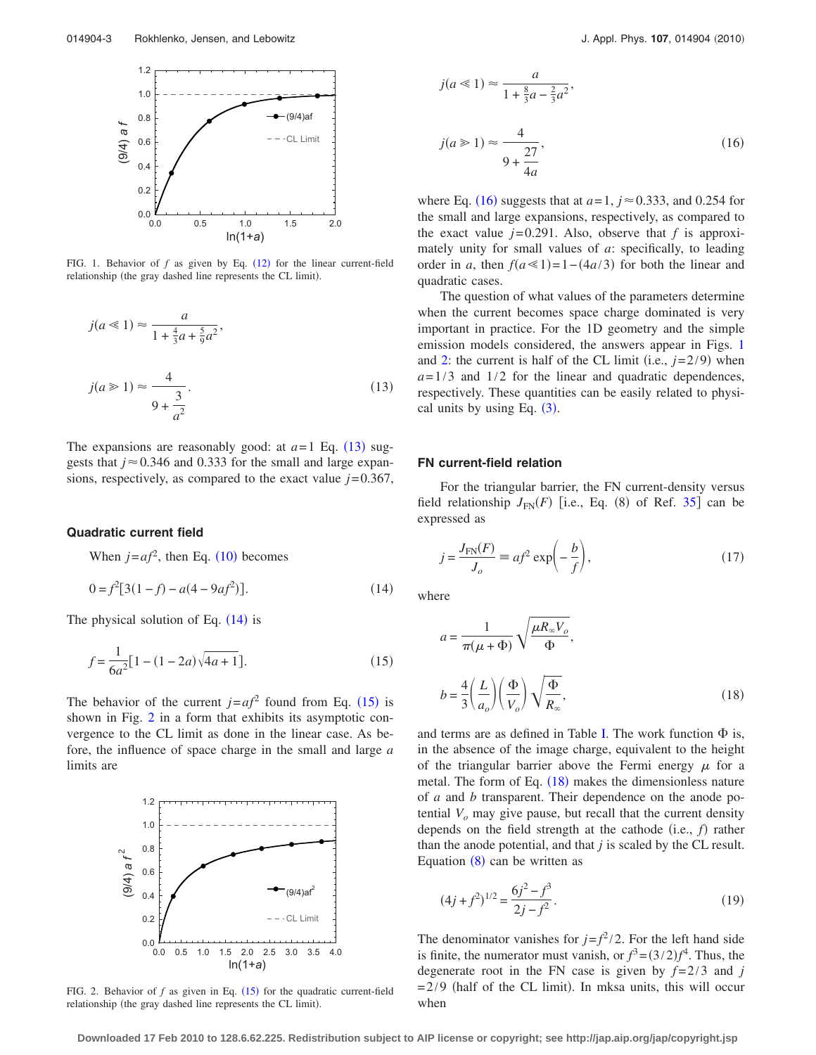FIG. 1. Behavior of $f$ as given by Eq. (12) for the linear current-field relationship (the gray dashed line represents the CL limit).

$$j(a \ll 1) \approx \frac{a}{1 + \frac{4}{3}a + \frac{5}{9}a^2},$$

$$j(a \gg 1) \approx \frac{4}{9 + \frac{3}{a^2}}. \tag{13}$$

The expansions are reasonably good: at $a=1$ Eq. (13) suggests that $j \approx 0.346$ and 0.333 for the small and large expansions, respectively, as compared to the exact value $j=0.367$,

### Quadratic current field

When $j=af^2$, then Eq. (10) becomes

$$0 = f^2[3(1-f) - a(4 - 9af^2)]. \tag{14}$$

The physical solution of Eq. (14) is

$$f = \frac{1}{6a^2}[1 - (1-2a)\sqrt{4a+1}]. \tag{15}$$

The behavior of the current $j=af^2$ found from Eq. (15) is shown in Fig. 2 in a form that exhibits its asymptotic convergence to the CL limit as done in the linear case. As before, the influence of space charge in the small and large $a$ limits are

FIG. 2. Behavior of $f$ as given in Eq. (15) for the quadratic current-field relationship (the gray dashed line represents the CL limit).

$$j(a \ll 1) \approx \frac{a}{1 + \frac{8}{3}a - \frac{2}{3}a^2},$$

$$j(a \gg 1) \approx \frac{4}{9 + \frac{27}{4a}}, \tag{16}$$

where Eq. (16) suggests that at $a=1$, $j \approx 0.333$, and 0.254 for the small and large expansions, respectively, as compared to the exact value $j=0.291$. Also, observe that $f$ is approximately unity for small values of $a$: specifically, to leading order in $a$, then $f(a \ll 1) = 1 - (4a/3)$ for both the linear and quadratic cases.

The question of what values of the parameters determine when the current becomes space charge dominated is very important in practice. For the 1D geometry and the simple emission models considered, the answers appear in Figs. 1 and 2: the current is half of the CL limit (i.e., $j=2/9$) when $a=1/3$ and $1/2$ for the linear and quadratic dependences, respectively. These quantities can be easily related to physical units by using Eq. (3).

### FN current-field relation

For the triangular barrier, the FN current-density versus field relationship $J_{FN}(F)$ [i.e., Eq. (8) of Ref. 35] can be expressed as

$$j = \frac{J_{FN}(F)}{J_o} \equiv af^2 \exp\left(-\frac{b}{f}\right), \tag{17}$$

where

$$a = \frac{1}{\pi(\mu + \Phi)}\sqrt{\frac{\mu R_\infty V_o}{\Phi}},$$

$$b = \frac{4}{3}\left(\frac{L}{a_o}\right)\left(\frac{\Phi}{V_o}\right)\sqrt{\frac{\Phi}{R_\infty}}, \tag{18}$$

and terms are as defined in Table I. The work function $\Phi$ is, in the absence of the image charge, equivalent to the height of the triangular barrier above the Fermi energy $\mu$ for a metal. The form of Eq. (18) makes the dimensionless nature of $a$ and $b$ transparent. Their dependence on the anode potential $V_o$ may give pause, but recall that the current density depends on the field strength at the cathode (i.e., $f$) rather than the anode potential, and that $j$ is scaled by the CL result. Equation (8) can be written as

$$(4j + f^2)^{1/2} = \frac{6j^2 - f^3}{2j - f^2}. \tag{19}$$

The denominator vanishes for $j=f^2/2$. For the left hand side is finite, the numerator must vanish, or $f^3 = (3/2)f^4$. Thus, the degenerate root in the FN case is given by $f=2/3$ and $j=2/9$ (half of the CL limit). In mksa units, this will occur when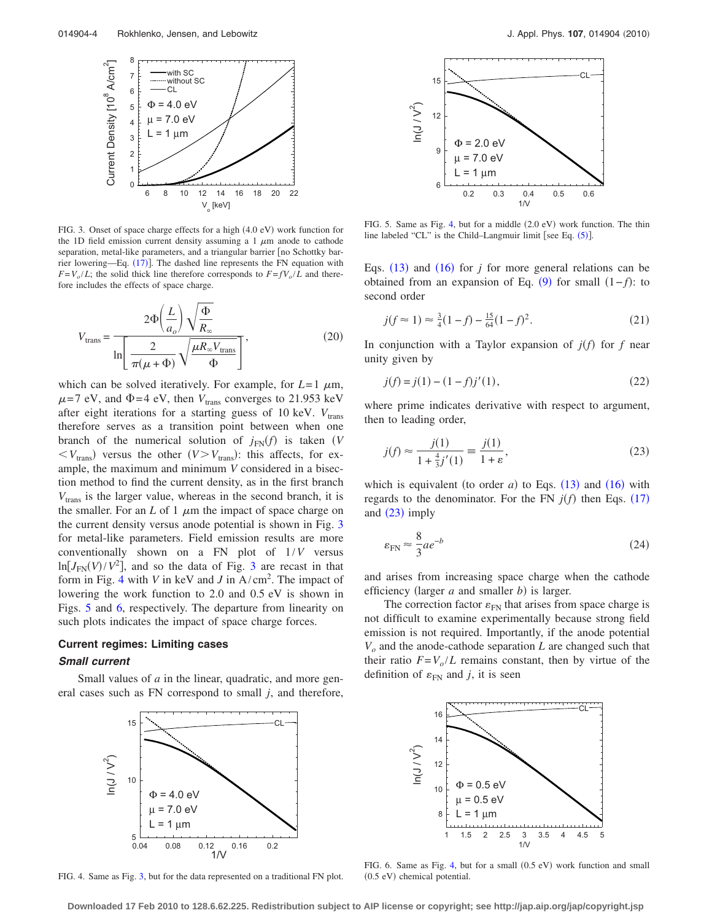FIG. 3. Onset of space charge effects for a high (4.0 eV) work function for the 1D field emission current density assuming a 1 $\mu$m anode to cathode separation, metal-like parameters, and a triangular barrier [no Schottky barrier lowering—Eq. (17)]. The dashed line represents the FN equation with $F=V_o/L$; the solid thick line therefore corresponds to $F=fV_o/L$ and therefore includes the effects of space charge.

$$V_{\text{trans}} = \frac{2\Phi\left(\dfrac{L}{a_o}\right)\sqrt{\dfrac{\Phi}{R_\infty}}}{\ln\left[\dfrac{2}{\pi(\mu+\Phi)}\sqrt{\dfrac{\mu R_\infty V_{\text{trans}}}{\Phi}}\right]}, \tag{20}$$

which can be solved iteratively. For example, for $L=1$ $\mu$m, $\mu=7$ eV, and $\Phi=4$ eV, then $V_{\text{trans}}$ converges to 21.953 keV after eight iterations for a starting guess of 10 keV. $V_{\text{trans}}$ therefore serves as a transition point between when one branch of the numerical solution of $j_{\text{FN}}(f)$ is taken ($V < V_{\text{trans}}$) versus the other ($V > V_{\text{trans}}$): this affects, for example, the maximum and minimum $V$ considered in a bisection method to find the current density, as in the first branch $V_{\text{trans}}$ is the larger value, whereas in the second branch, it is the smaller. For an $L$ of 1 $\mu$m the impact of space charge on the current density versus anode potential is shown in Fig. 3 for metal-like parameters. Field emission results are more conventionally shown on a FN plot of $1/V$ versus $\ln[J_{\text{FN}}(V)/V^2]$, and so the data of Fig. 3 are recast in that form in Fig. 4 with $V$ in keV and $J$ in A/cm$^2$. The impact of lowering the work function to 2.0 and 0.5 eV is shown in Figs. 5 and 6, respectively. The departure from linearity on such plots indicates the impact of space charge forces.

## Current regimes: Limiting cases

### *Small current*

Small values of $a$ in the linear, quadratic, and more general cases such as FN correspond to small $j$, and therefore, Eqs. (13) and (16) for $j$ for more general relations can be obtained from an expansion of Eq. (9) for small $(1-f)$: to second order

$$j(f\approx 1) \approx \tfrac{3}{4}(1-f) - \tfrac{15}{64}(1-f)^2. \tag{21}$$

In conjunction with a Taylor expansion of $j(f)$ for $f$ near unity given by

$$j(f) = j(1) - (1-f)j'(1), \tag{22}$$

where prime indicates derivative with respect to argument, then to leading order,

$$j(f) \approx \frac{j(1)}{1+\frac{4}{3}j'(1)} \equiv \frac{j(1)}{1+\varepsilon}, \tag{23}$$

which is equivalent (to order $a$) to Eqs. (13) and (16) with regards to the denominator. For the FN $j(f)$ then Eqs. (17) and (23) imply

$$\varepsilon_{\text{FN}} \approx \frac{8}{3}ae^{-b} \tag{24}$$

and arises from increasing space charge when the cathode efficiency (larger $a$ and smaller $b$) is larger.

The correction factor $\varepsilon_{\text{FN}}$ that arises from space charge is not difficult to examine experimentally because strong field emission is not required. Importantly, if the anode potential $V_o$ and the anode-cathode separation $L$ are changed such that their ratio $F=V_o/L$ remains constant, then by virtue of the definition of $\varepsilon_{\text{FN}}$ and $j$, it is seen

FIG. 4. Same as Fig. 3, but for the data represented on a traditional FN plot.

FIG. 5. Same as Fig. 4, but for a middle (2.0 eV) work function. The thin line labeled "CL" is the Child–Langmuir limit [see Eq. (5)].

FIG. 6. Same as Fig. 4, but for a small (0.5 eV) work function and small (0.5 eV) chemical potential.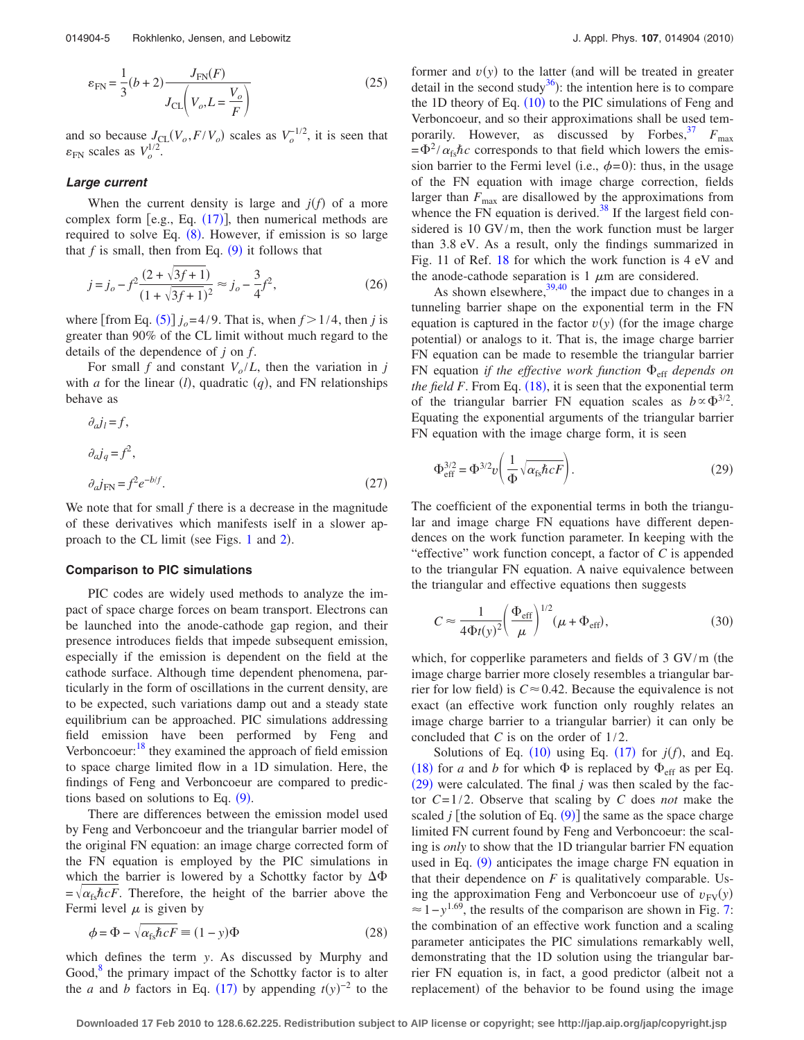$$\varepsilon_{FN} = \frac{1}{3}(b+2)\frac{J_{FN}(F)}{J_{CL}\left(V_o, L = \frac{V_o}{F}\right)} \tag{25}$$

and so because $J_{CL}(V_o, F/V_o)$ scales as $V_o^{-1/2}$, it is seen that $\varepsilon_{FN}$ scales as $V_o^{1/2}$.

### *Large current*

When the current density is large and $j(f)$ of a more complex form [e.g., Eq. (17)], then numerical methods are required to solve Eq. (8). However, if emission is so large that $f$ is small, then from Eq. (9) it follows that

$$j = j_o - f^2 \frac{(2+\sqrt{3f+1})}{(1+\sqrt{3f+1})^2} \approx j_o - \frac{3}{4}f^2, \tag{26}$$

where [from Eq. (5)] $j_o = 4/9$. That is, when $f > 1/4$, then $j$ is greater than 90% of the CL limit without much regard to the details of the dependence of $j$ on $f$.

For small $f$ and constant $V_o/L$, then the variation in $j$ with $a$ for the linear ($l$), quadratic ($q$), and FN relationships behave as

$$\partial_a j_l = f,$$

$$\partial_a j_q = f^2,$$

$$\partial_a j_{FN} = f^2 e^{-b/f}. \tag{27}$$

We note that for small $f$ there is a decrease in the magnitude of these derivatives which manifests itself in a slower approach to the CL limit (see Figs. 1 and 2).

### Comparison to PIC simulations

PIC codes are widely used methods to analyze the impact of space charge forces on beam transport. Electrons can be launched into the anode-cathode gap region, and their presence introduces fields that impede subsequent emission, especially if the emission is dependent on the field at the cathode surface. Although time dependent phenomena, particularly in the form of oscillations in the current density, are to be expected, such variations damp out and a steady state equilibrium can be approached. PIC simulations addressing field emission have been performed by Feng and Verboncoeur:[18] they examined the approach of field emission to space charge limited flow in a 1D simulation. Here, the findings of Feng and Verboncoeur are compared to predictions based on solutions to Eq. (9).

There are differences between the emission model used by Feng and Verboncoeur and the triangular barrier model of the original FN equation: an image charge corrected form of the FN equation is employed by the PIC simulations in which the barrier is lowered by a Schottky factor by $\Delta\Phi = \sqrt{\alpha_{fs}\hbar c F}$. Therefore, the height of the barrier above the Fermi level $\mu$ is given by

$$\phi = \Phi - \sqrt{\alpha_{fs}\hbar c F} \equiv (1-y)\Phi \tag{28}$$

which defines the term $y$. As discussed by Murphy and Good,[8] the primary impact of the Schottky factor is to alter the $a$ and $b$ factors in Eq. (17) by appending $t(y)^{-2}$ to the former and $v(y)$ to the latter (and will be treated in greater detail in the second study[36]): the intention here is to compare the 1D theory of Eq. (10) to the PIC simulations of Feng and Verboncoeur, and so their approximations shall be used temporarily. However, as discussed by Forbes,[37] $F_{max} = \Phi^2/\alpha_{fs}\hbar c$ corresponds to that field which lowers the emission barrier to the Fermi level (i.e., $\phi=0$): thus, in the usage of the FN equation with image charge correction, fields larger than $F_{max}$ are disallowed by the approximations from whence the FN equation is derived.[38] If the largest field considered is 10 GV/m, then the work function must be larger than 3.8 eV. As a result, only the findings summarized in Fig. 11 of Ref. 18 for which the work function is 4 eV and the anode-cathode separation is 1 $\mu$m are considered.

As shown elsewhere,[39,40] the impact due to changes in a tunneling barrier shape on the exponential term in the FN equation is captured in the factor $v(y)$ (for the image charge potential) or analogs to it. That is, the image charge barrier FN equation can be made to resemble the triangular barrier FN equation *if the effective work function* $\Phi_{eff}$ *depends on the field* $F$. From Eq. (18), it is seen that the exponential term of the triangular barrier FN equation scales as $b \propto \Phi^{3/2}$. Equating the exponential arguments of the triangular barrier FN equation with the image charge form, it is seen

$$\Phi_{eff}^{3/2} = \Phi^{3/2} v\left(\frac{1}{\Phi}\sqrt{\alpha_{fs}\hbar c F}\right). \tag{29}$$

The coefficient of the exponential terms in both the triangular and image charge FN equations have different dependences on the work function parameter. In keeping with the "effective" work function concept, a factor of $C$ is appended to the triangular FN equation. A naive equivalence between the triangular and effective equations then suggests

$$C \approx \frac{1}{4\Phi t(y)^2}\left(\frac{\Phi_{eff}}{\mu}\right)^{1/2}(\mu + \Phi_{eff}), \tag{30}$$

which, for copperlike parameters and fields of 3 GV/m (the image charge barrier more closely resembles a triangular barrier for low field) is $C \approx 0.42$. Because the equivalence is not exact (an effective work function only roughly relates an image charge barrier to a triangular barrier) it can only be concluded that $C$ is on the order of 1/2.

Solutions of Eq. (10) using Eq. (17) for $j(f)$, and Eq. (18) for $a$ and $b$ for which $\Phi$ is replaced by $\Phi_{eff}$ as per Eq. (29) were calculated. The final $j$ was then scaled by the factor $C=1/2$. Observe that scaling by $C$ does *not* make the scaled $j$ [the solution of Eq. (9)] the same as the space charge limited FN current found by Feng and Verboncoeur: the scaling is *only* to show that the 1D triangular barrier FN equation used in Eq. (9) anticipates the image charge FN equation in that their dependence on $F$ is qualitatively comparable. Using the approximation Feng and Verboncoeur use of $v_{FV}(y) \approx 1 - y^{1.69}$, the results of the comparison are shown in Fig. 7: the combination of an effective work function and a scaling parameter anticipates the PIC simulations remarkably well, demonstrating that the 1D solution using the triangular barrier FN equation is, in fact, a good predictor (albeit not a replacement) of the behavior to be found using the image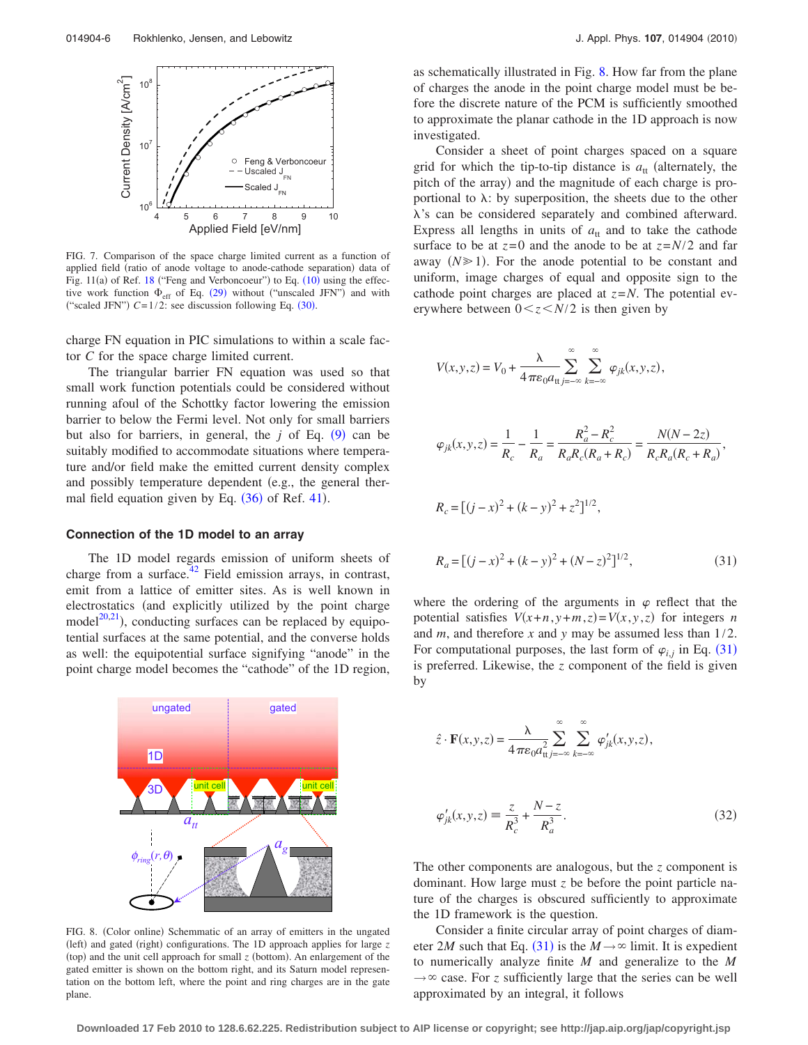FIG. 7. Comparison of the space charge limited current as a function of applied field (ratio of anode voltage to anode-cathode separation) data of Fig. 11(a) of Ref. 18 ("Feng and Verboncoeur") to Eq. (10) using the effective work function $\Phi_{eff}$ of Eq. (29) without ("unscaled JFN") and with ("scaled JFN") $C=1/2$: see discussion following Eq. (30).

charge FN equation in PIC simulations to within a scale factor $C$ for the space charge limited current.

The triangular barrier FN equation was used so that small work function potentials could be considered without running afoul of the Schottky factor lowering the emission barrier to below the Fermi level. Not only for small barriers but also for barriers, in general, the $j$ of Eq. (9) can be suitably modified to accommodate situations where temperature and/or field make the emitted current density complex and possibly temperature dependent (e.g., the general thermal field equation given by Eq. (36) of Ref. 41).

### Connection of the 1D model to an array

The 1D model regards emission of uniform sheets of charge from a surface.[42] Field emission arrays, in contrast, emit from a lattice of emitter sites. As is well known in electrostatics (and explicitly utilized by the point charge model[20,21]), conducting surfaces can be replaced by equipotential surfaces at the same potential, and the converse holds as well: the equipotential surface signifying "anode" in the point charge model becomes the "cathode" of the 1D region,

FIG. 8. (Color online) Schemmatic of an array of emitters in the ungated (left) and gated (right) configurations. The 1D approach applies for large $z$ (top) and the unit cell approach for small $z$ (bottom). An enlargement of the gated emitter is shown on the bottom right, and its Saturn model representation on the bottom left, where the point and ring charges are in the gate plane.

as schematically illustrated in Fig. 8. How far from the plane of charges the anode in the point charge model must be before the discrete nature of the PCM is sufficiently smoothed to approximate the planar cathode in the 1D approach is now investigated.

Consider a sheet of point charges spaced on a square grid for which the tip-to-tip distance is $a_{tt}$ (alternately, the pitch of the array) and the magnitude of each charge is proportional to $\lambda$: by superposition, the sheets due to the other $\lambda$'s can be considered separately and combined afterward. Express all lengths in units of $a_{tt}$ and to take the cathode surface to be at $z=0$ and the anode to be at $z=N/2$ and far away ($N \gg 1$). For the anode potential to be constant and uniform, image charges of equal and opposite sign to the cathode point charges are placed at $z=N$. The potential everywhere between $0<z<N/2$ is then given by

$$V(x,y,z) = V_0 + \frac{\lambda}{4\pi\varepsilon_0 a_{tt}} \sum_{j=-\infty}^{\infty} \sum_{k=-\infty}^{\infty} \varphi_{jk}(x,y,z),$$

$$\varphi_{jk}(x,y,z) = \frac{1}{R_c} - \frac{1}{R_a} = \frac{R_a^2 - R_c^2}{R_a R_c (R_a + R_c)} = \frac{N(N-2z)}{R_c R_a (R_c + R_a)},$$

$$R_c = [(j-x)^2 + (k-y)^2 + z^2]^{1/2},$$

$$R_a = [(j-x)^2 + (k-y)^2 + (N-z)^2]^{1/2}, \tag{31}$$

where the ordering of the arguments in $\varphi$ reflect that the potential satisfies $V(x+n, y+m, z) = V(x,y,z)$ for integers $n$ and $m$, and therefore $x$ and $y$ may be assumed less than $1/2$. For computational purposes, the last form of $\varphi_{i,j}$ in Eq. (31) is preferred. Likewise, the $z$ component of the field is given by

$$\hat{z} \cdot \mathbf{F}(x,y,z) = \frac{\lambda}{4\pi\varepsilon_0 a_{tt}^2} \sum_{j=-\infty}^{\infty} \sum_{k=-\infty}^{\infty} \varphi'_{jk}(x,y,z),$$

$$\varphi'_{jk}(x,y,z) \equiv \frac{z}{R_c^3} + \frac{N-z}{R_a^3}. \tag{32}$$

The other components are analogous, but the $z$ component is dominant. How large must $z$ be before the point particle nature of the charges is obscured sufficiently to approximate the 1D framework is the question.

Consider a finite circular array of point charges of diameter $2M$ such that Eq. (31) is the $M \to \infty$ limit. It is expedient to numerically analyze finite $M$ and generalize to the $M \to \infty$ case. For $z$ sufficiently large that the series can be well approximated by an integral, it follows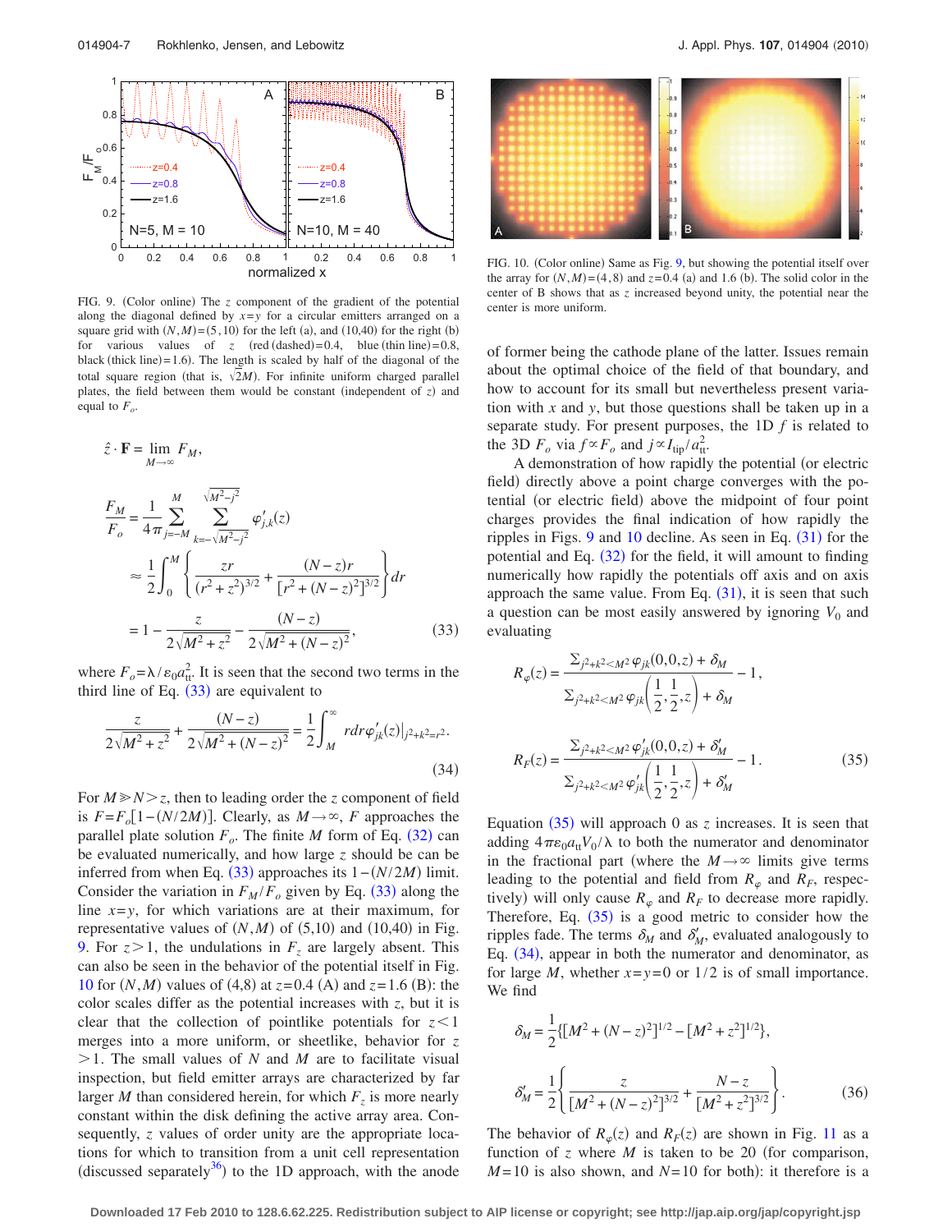FIG. 9. (Color online) The $z$ component of the gradient of the potential along the diagonal defined by $x=y$ for a circular emitters arranged on a square grid with $(N,M)=(5,10)$ for the left (a), and $(10,40)$ for the right (b) for various values of $z$ (red (dashed) $=0.4$, blue (thin line) $=0.8$, black (thick line) $=1.6$). The length is scaled by half of the diagonal of the total square region (that is, $\sqrt{2}M$). For infinite uniform charged parallel plates, the field between them would be constant (independent of $z$) and equal to $F_o$.

$$\hat{z}\cdot\mathbf{F} = \lim_{M\to\infty} F_M,$$

$$\frac{F_M}{F_o} = \frac{1}{4\pi}\sum_{j=-M}^{M}\sum_{k=-\sqrt{M^2-j^2}}^{\sqrt{M^2-j^2}} \varphi'_{j,k}(z)$$

$$\approx \frac{1}{2}\int_0^M \left\{ \frac{zr}{(r^2+z^2)^{3/2}} + \frac{(N-z)r}{[r^2+(N-z)^2]^{3/2}} \right\} dr$$

$$= 1 - \frac{z}{2\sqrt{M^2+z^2}} - \frac{(N-z)}{2\sqrt{M^2+(N-z)^2}}, \tag{33}$$

where $F_o=\lambda/\varepsilon_0 a_{tt}^2$. It is seen that the second two terms in the third line of Eq. (33) are equivalent to

$$\frac{z}{2\sqrt{M^2+z^2}} + \frac{(N-z)}{2\sqrt{M^2+(N-z)^2}} = \frac{1}{2}\int_M^\infty r dr \varphi'_{jk}(z)|_{j^2+k^2=r^2}. \tag{34}$$

For $M \gg N > z$, then to leading order the $z$ component of field is $F=F_o[1-(N/2M)]$. Clearly, as $M\to\infty$, $F$ approaches the parallel plate solution $F_o$. The finite $M$ form of Eq. (32) can be evaluated numerically, and how large $z$ should be can be inferred from when Eq. (33) approaches its $1-(N/2M)$ limit. Consider the variation in $F_M/F_o$ given by Eq. (33) along the line $x=y$, for which variations are at their maximum, for representative values of $(N,M)$ of (5,10) and (10,40) in Fig. 9. For $z>1$, the undulations in $F_z$ are largely absent. This can also be seen in the behavior of the potential itself in Fig. 10 for $(N,M)$ values of (4,8) at $z=0.4$ (A) and $z=1.6$ (B): the color scales differ as the potential increases with $z$, but it is clear that the collection of pointlike potentials for $z<1$ merges into a more uniform, or sheetlike, behavior for $z>1$. The small values of $N$ and $M$ are to facilitate visual inspection, but field emitter arrays are characterized by far larger $M$ than considered herein, for which $F_z$ is more nearly constant within the disk defining the active array area. Consequently, $z$ values of order unity are the appropriate locations for which to transition from a unit cell representation (discussed separately[36]) to the 1D approach, with the anode

FIG. 10. (Color online) Same as Fig. 9, but showing the potential itself over the array for $(N,M)=(4,8)$ and $z=0.4$ (a) and 1.6 (b). The solid color in the center of B shows that as $z$ increased beyond unity, the potential near the center is more uniform.

of former being the cathode plane of the latter. Issues remain about the optimal choice of the field of that boundary, and how to account for its small but nevertheless present variation with $x$ and $y$, but those questions shall be taken up in a separate study. For present purposes, the 1D $f$ is related to the 3D $F_o$ via $f\propto F_o$ and $j\propto I_{tip}/a_{tt}^2$.

A demonstration of how rapidly the potential (or electric field) directly above a point charge converges with the potential (or electric field) above the midpoint of four point charges provides the final indication of how rapidly the ripples in Figs. 9 and 10 decline. As seen in Eq. (31) for the potential and Eq. (32) for the field, it will amount to finding numerically how rapidly the potentials off axis and on axis approach the same value. From Eq. (31), it is seen that such a question can be most easily answered by ignoring $V_0$ and evaluating

$$R_\varphi(z) = \frac{\sum_{j^2+k^2<M^2}\varphi_{jk}(0,0,z)+\delta_M}{\sum_{j^2+k^2<M^2}\varphi_{jk}\left(\frac{1}{2},\frac{1}{2},z\right)+\delta_M} - 1,$$

$$R_F(z) = \frac{\sum_{j^2+k^2<M^2}\varphi'_{jk}(0,0,z)+\delta'_M}{\sum_{j^2+k^2<M^2}\varphi'_{jk}\left(\frac{1}{2},\frac{1}{2},z\right)+\delta'_M} - 1. \tag{35}$$

Equation (35) will approach 0 as $z$ increases. It is seen that adding $4\pi\varepsilon_0 a_{tt}V_0/\lambda$ to both the numerator and denominator in the fractional part (where the $M\to\infty$ limits give terms leading to the potential and field from $R_\varphi$ and $R_F$, respectively) will only cause $R_\varphi$ and $R_F$ to decrease more rapidly. Therefore, Eq. (35) is a good metric to consider how the ripples fade. The terms $\delta_M$ and $\delta'_M$, evaluated analogously to Eq. (34), appear in both the numerator and denominator, as for large $M$, whether $x=y=0$ or 1/2 is of small importance. We find

$$\delta_M = \frac{1}{2}\{[M^2+(N-z)^2]^{1/2} - [M^2+z^2]^{1/2}\},$$

$$\delta'_M = \frac{1}{2}\left\{ \frac{z}{[M^2+(N-z)^2]^{3/2}} + \frac{N-z}{[M^2+z^2]^{3/2}} \right\}. \tag{36}$$

The behavior of $R_\varphi(z)$ and $R_F(z)$ are shown in Fig. 11 as a function of $z$ where $M$ is taken to be 20 (for comparison, $M=10$ is also shown, and $N=10$ for both): it therefore is a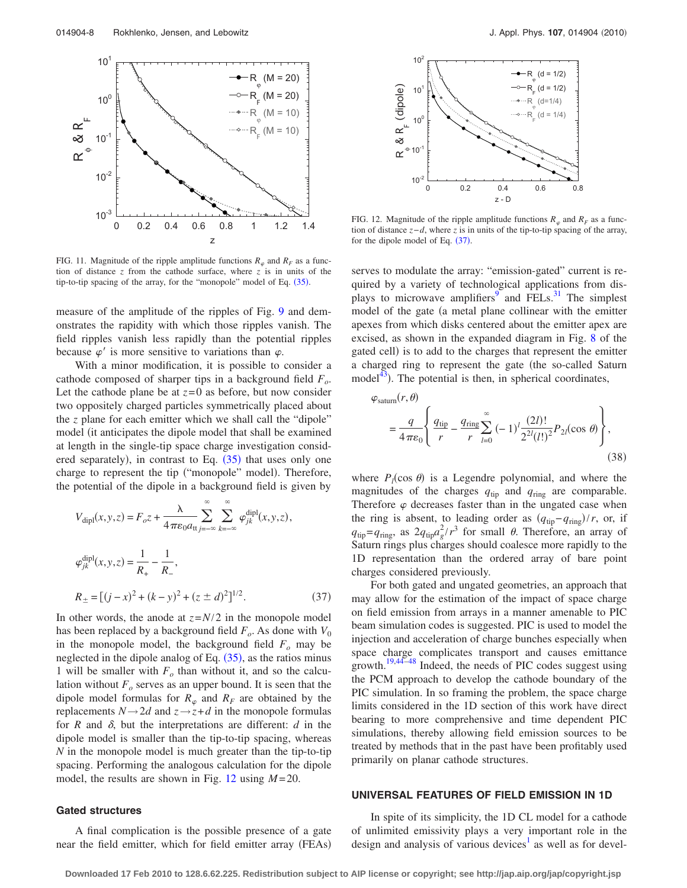FIG. 11. Magnitude of the ripple amplitude functions $R_\varphi$ and $R_F$ as a function of distance $z$ from the cathode surface, where $z$ is in units of the tip-to-tip spacing of the array, for the "monopole" model of Eq. (35).

measure of the amplitude of the ripples of Fig. 9 and demonstrates the rapidity with which those ripples vanish. The field ripples vanish less rapidly than the potential ripples because $\varphi'$ is more sensitive to variations than $\varphi$.

With a minor modification, it is possible to consider a cathode composed of sharper tips in a background field $F_o$. Let the cathode plane be at $z=0$ as before, but now consider two oppositely charged particles symmetrically placed about the $z$ plane for each emitter which we shall call the "dipole" model (it anticipates the dipole model that shall be examined at length in the single-tip space charge investigation considered separately), in contrast to Eq. (35) that uses only one charge to represent the tip ("monopole" model). Therefore, the potential of the dipole in a background field is given by

$$V_{\mathrm{dipl}}(x,y,z) = F_o z + \frac{\lambda}{4\pi\varepsilon_0 a_{\mathrm{tt}}} \sum_{j=-\infty}^{\infty}\sum_{k=-\infty}^{\infty} \varphi_{jk}^{\mathrm{dipl}}(x,y,z),$$

$$\varphi_{jk}^{\mathrm{dipl}}(x,y,z) = \frac{1}{R_+} - \frac{1}{R_-},$$

$$R_\pm = [(j-x)^2 + (k-y)^2 + (z \pm d)^2]^{1/2}. \tag{37}$$

In other words, the anode at $z=N/2$ in the monopole model has been replaced by a background field $F_o$. As done with $V_0$ in the monopole model, the background field $F_o$ may be neglected in the dipole analog of Eq. (35), as the ratios minus 1 will be smaller with $F_o$ than without it, and so the calculation without $F_o$ serves as an upper bound. It is seen that the dipole model formulas for $R_\varphi$ and $R_F$ are obtained by the replacements $N \rightarrow 2d$ and $z \rightarrow z+d$ in the monopole formulas for $R$ and $\delta$, but the interpretations are different: $d$ in the dipole model is smaller than the tip-to-tip spacing, whereas $N$ in the monopole model is much greater than the tip-to-tip spacing. Performing the analogous calculation for the dipole model, the results are shown in Fig. 12 using $M=20$.

### Gated structures

A final complication is the possible presence of a gate near the field emitter, which for field emitter array (FEAs)

FIG. 12. Magnitude of the ripple amplitude functions $R_\varphi$ and $R_F$ as a function of distance $z-d$, where $z$ is in units of the tip-to-tip spacing of the array, for the dipole model of Eq. (37).

serves to modulate the array: "emission-gated" current is required by a variety of technological applications from displays to microwave amplifiers[9] and FELs.[31] The simplest model of the gate (a metal plane collinear with the emitter apexes from which disks centered about the emitter apex are excised, as shown in the expanded diagram in Fig. 8 of the gated cell) is to add to the charges that represent the emitter a charged ring to represent the gate (the so-called Saturn model[43]). The potential is then, in spherical coordinates,

$$\varphi_{\mathrm{saturn}}(r,\theta) = \frac{q}{4\pi\varepsilon_0}\left\{\frac{q_{\mathrm{tip}}}{r} - \frac{q_{\mathrm{ring}}}{r}\sum_{l=0}^{\infty}(-1)^l \frac{(2l)!}{2^{2l}(l!)^2}P_{2l}(\cos\theta)\right\}, \tag{38}$$

where $P_l(\cos\theta)$ is a Legendre polynomial, and where the magnitudes of the charges $q_{\mathrm{tip}}$ and $q_{\mathrm{ring}}$ are comparable. Therefore $\varphi$ decreases faster than in the ungated case when the ring is absent, to leading order as $(q_{\mathrm{tip}}-q_{\mathrm{ring}})/r$, or, if $q_{\mathrm{tip}}=q_{\mathrm{ring}}$, as $2q_{\mathrm{tip}}a_g^2/r^3$ for small $\theta$. Therefore, an array of Saturn rings plus charges should coalesce more rapidly to the 1D representation than the ordered array of bare point charges considered previously.

For both gated and ungated geometries, an approach that may allow for the estimation of the impact of space charge on field emission from arrays in a manner amenable to PIC beam simulation codes is suggested. PIC is used to model the injection and acceleration of charge bunches especially when space charge complicates transport and causes emittance growth.[19,44–48] Indeed, the needs of PIC codes suggest using the PCM approach to develop the cathode boundary of the PIC simulation. In so framing the problem, the space charge limits considered in the 1D section of this work have direct bearing to more comprehensive and time dependent PIC simulations, thereby allowing field emission sources to be treated by methods that in the past have been profitably used primarily on planar cathode structures.

## UNIVERSAL FEATURES OF FIELD EMISSION IN 1D

In spite of its simplicity, the 1D CL model for a cathode of unlimited emissivity plays a very important role in the design and analysis of various devices[1] as well as for devel-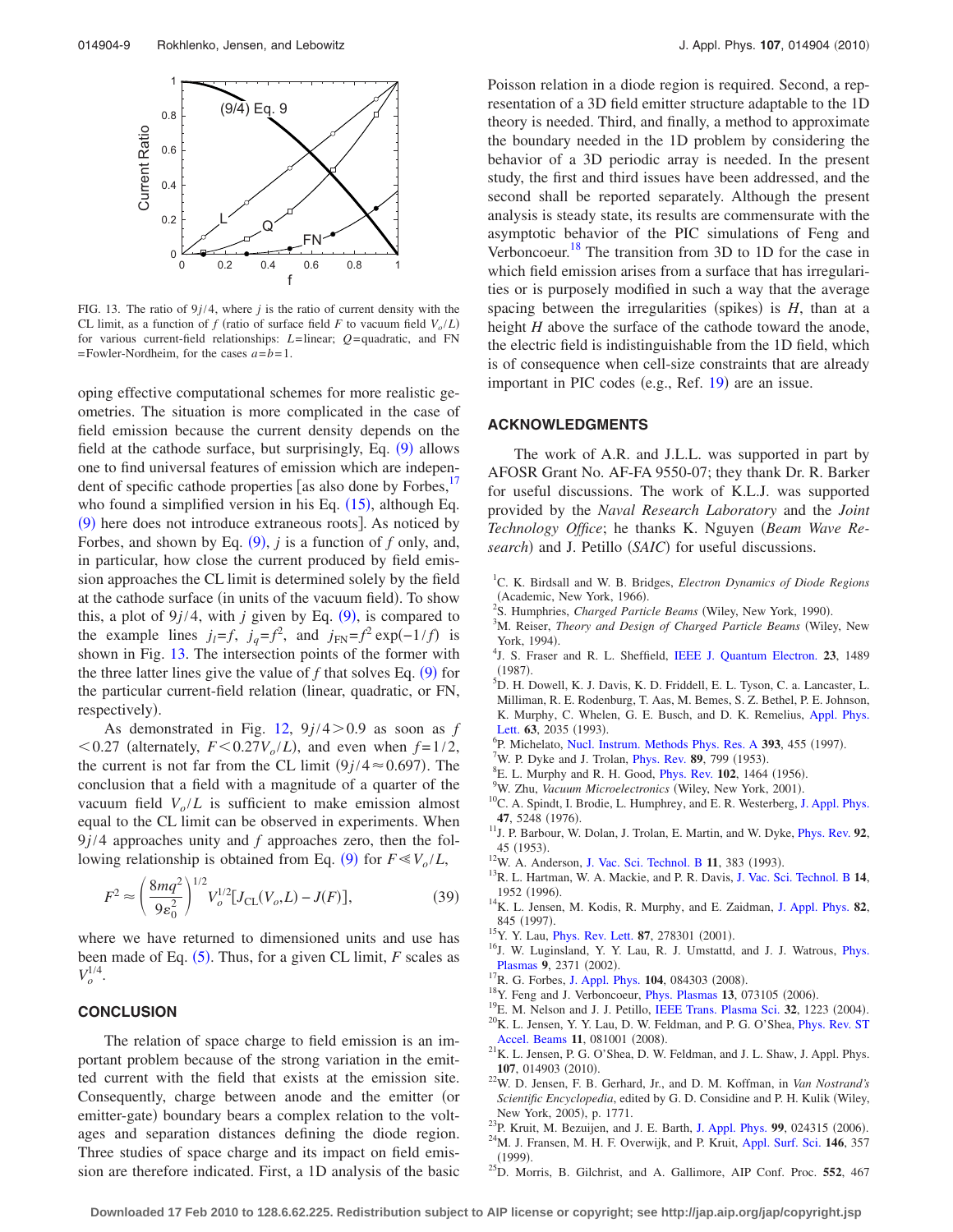FIG. 13. The ratio of $9j/4$, where $j$ is the ratio of current density with the CL limit, as a function of $f$ (ratio of surface field $F$ to vacuum field $V_o/L$) for various current-field relationships: $L$=linear; $Q$=quadratic, and FN =Fowler-Nordheim, for the cases $a=b=1$.

oping effective computational schemes for more realistic geometries. The situation is more complicated in the case of field emission because the current density depends on the field at the cathode surface, but surprisingly, Eq. (9) allows one to find universal features of emission which are independent of specific cathode properties [as also done by Forbes,[17] who found a simplified version in his Eq. (15), although Eq. (9) here does not introduce extraneous roots]. As noticed by Forbes, and shown by Eq. (9), $j$ is a function of $f$ only, and, in particular, how close the current produced by field emission approaches the CL limit is determined solely by the field at the cathode surface (in units of the vacuum field). To show this, a plot of $9j/4$, with $j$ given by Eq. (9), is compared to the example lines $j_l=f$, $j_q=f^2$, and $j_{\text{FN}}=f^2\exp(-1/f)$ is shown in Fig. 13. The intersection points of the former with the three latter lines give the value of $f$ that solves Eq. (9) for the particular current-field relation (linear, quadratic, or FN, respectively).

As demonstrated in Fig. 12, $9j/4>0.9$ as soon as $f<0.27$ (alternately, $F<0.27V_o/L$), and even when $f=1/2$, the current is not far from the CL limit ($9j/4\approx 0.697$). The conclusion that a field with a magnitude of a quarter of the vacuum field $V_o/L$ is sufficient to make emission equal to the CL limit can be observed in experiments. When $9j/4$ approaches unity and $f$ approaches zero, then the following relationship is obtained from Eq. (9) for $F\ll V_o/L$,

$$F^2 \approx \left(\frac{8mq^2}{9\varepsilon_0^2}\right)^{1/2} V_o^{1/2}[J_{\text{CL}}(V_o,L)-J(F)], \tag{39}$$

where we have returned to dimensioned units and use has been made of Eq. (5). Thus, for a given CL limit, $F$ scales as $V_o^{1/4}$.

## CONCLUSION

The relation of space charge to field emission is an important problem because of the strong variation in the emitted current with the field that exists at the emission site. Consequently, charge between anode and the emitter (or emitter-gate) boundary bears a complex relation to the voltages and separation distances defining the diode region. Three studies of space charge and its impact on field emission are therefore indicated. First, a 1D analysis of the basic Poisson relation in a diode region is required. Second, a representation of a 3D field emitter structure adaptable to the 1D theory is needed. Third, and finally, a method to approximate the boundary needed in the 1D problem by considering the behavior of a 3D periodic array is needed. In the present study, the first and third issues have been addressed, and the second shall be reported separately. Although the present analysis is steady state, its results are commensurate with the asymptotic behavior of the PIC simulations of Feng and Verboncoeur.[18] The transition from 3D to 1D for the case in which field emission arises from a surface that has irregularities or is purposely modified in such a way that the average spacing between the irregularities (spikes) is $H$, than at a height $H$ above the surface of the cathode toward the anode, the electric field is indistinguishable from the 1D field, which is of consequence when cell-size constraints that are already important in PIC codes (e.g., Ref. 19) are an issue.

## ACKNOWLEDGMENTS

The work of A.R. and J.L.L. was supported in part by AFOSR Grant No. AF-FA 9550-07; they thank Dr. R. Barker for useful discussions. The work of K.L.J. was supported provided by the *Naval Research Laboratory* and the *Joint Technology Office*; he thanks K. Nguyen (*Beam Wave Research*) and J. Petillo (*SAIC*) for useful discussions.

[1] C. K. Birdsall and W. B. Bridges, *Electron Dynamics of Diode Regions* (Academic, New York, 1966).
[2] S. Humphries, *Charged Particle Beams* (Wiley, New York, 1990).
[3] M. Reiser, *Theory and Design of Charged Particle Beams* (Wiley, New York, 1994).
[4] J. S. Fraser and R. L. Sheffield, IEEE J. Quantum Electron. **23**, 1489 (1987).
[5] D. H. Dowell, K. J. Davis, K. D. Friddell, E. L. Tyson, C. a. Lancaster, L. Milliman, R. E. Rodenburg, T. Aas, M. Bemes, S. Z. Bethel, P. E. Johnson, K. Murphy, C. Whelen, G. E. Busch, and D. K. Remelius, Appl. Phys. Lett. **63**, 2035 (1993).
[6] P. Michelato, Nucl. Instrum. Methods Phys. Res. A **393**, 455 (1997).
[7] W. P. Dyke and J. Trolan, Phys. Rev. **89**, 799 (1953).
[8] E. L. Murphy and R. H. Good, Phys. Rev. **102**, 1464 (1956).
[9] W. Zhu, *Vacuum Microelectronics* (Wiley, New York, 2001).
[10] C. A. Spindt, I. Brodie, L. Humphrey, and E. R. Westerberg, J. Appl. Phys. **47**, 5248 (1976).
[11] J. P. Barbour, W. Dolan, J. Trolan, E. Martin, and W. Dyke, Phys. Rev. **92**, 45 (1953).
[12] W. A. Anderson, J. Vac. Sci. Technol. B **11**, 383 (1993).
[13] R. L. Hartman, W. A. Mackie, and P. R. Davis, J. Vac. Sci. Technol. B **14**, 1952 (1996).
[14] K. L. Jensen, M. Kodis, R. Murphy, and E. Zaidman, J. Appl. Phys. **82**, 845 (1997).
[15] Y. Y. Lau, Phys. Rev. Lett. **87**, 278301 (2001).
[16] J. W. Luginsland, Y. Y. Lau, R. J. Umstattd, and J. J. Watrous, Phys. Plasmas **9**, 2371 (2002).
[17] R. G. Forbes, J. Appl. Phys. **104**, 084303 (2008).
[18] Y. Feng and J. Verboncoeur, Phys. Plasmas **13**, 073105 (2006).
[19] E. M. Nelson and J. J. Petillo, IEEE Trans. Plasma Sci. **32**, 1223 (2004).
[20] K. L. Jensen, Y. Y. Lau, D. W. Feldman, and P. G. O'Shea, Phys. Rev. ST Accel. Beams **11**, 081001 (2008).
[21] K. L. Jensen, P. G. O'Shea, D. W. Feldman, and J. L. Shaw, J. Appl. Phys. **107**, 014903 (2010).
[22] W. D. Jensen, F. B. Gerhard, Jr., and D. M. Koffman, in *Van Nostrand's Scientific Encyclopedia*, edited by G. D. Considine and P. H. Kulik (Wiley, New York, 2005), p. 1771.
[23] P. Kruit, M. Bezuijen, and J. E. Barth, J. Appl. Phys. **99**, 024315 (2006).
[24] M. J. Fransen, M. H. F. Overwijk, and P. Kruit, Appl. Surf. Sci. **146**, 357 (1999).
[25] D. Morris, B. Gilchrist, and A. Gallimore, AIP Conf. Proc. **552**, 467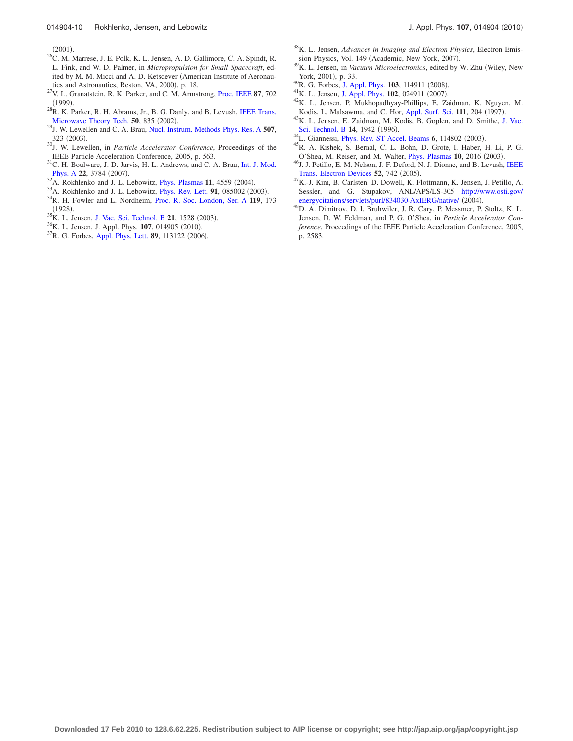(2001).

[26] C. M. Marrese, J. E. Polk, K. L. Jensen, A. D. Gallimore, C. A. Spindt, R. L. Fink, and W. D. Palmer, in *Micropropulsion for Small Spacecraft*, edited by M. M. Micci and A. D. Ketsdever (American Institute of Aeronautics and Astronautics, Reston, VA, 2000), p. 18.

[27] V. L. Granatstein, R. K. Parker, and C. M. Armstrong, Proc. IEEE **87**, 702 (1999).

[28] R. K. Parker, R. H. Abrams, Jr., B. G. Danly, and B. Levush, IEEE Trans. Microwave Theory Tech. **50**, 835 (2002).

[29] J. W. Lewellen and C. A. Brau, Nucl. Instrum. Methods Phys. Res. A **507**, 323 (2003).

[30] J. W. Lewellen, in *Particle Accelerator Conference*, Proceedings of the IEEE Particle Acceleration Conference, 2005, p. 563.

[31] C. H. Boulware, J. D. Jarvis, H. L. Andrews, and C. A. Brau, Int. J. Mod. Phys. A **22**, 3784 (2007).

[32] A. Rokhlenko and J. L. Lebowitz, Phys. Plasmas **11**, 4559 (2004).

[33] A. Rokhlenko and J. L. Lebowitz, Phys. Rev. Lett. **91**, 085002 (2003).

[34] R. H. Fowler and L. Nordheim, Proc. R. Soc. London, Ser. A **119**, 173 (1928).

[35] K. L. Jensen, J. Vac. Sci. Technol. B **21**, 1528 (2003).

[36] K. L. Jensen, J. Appl. Phys. **107**, 014905 (2010).

[37] R. G. Forbes, Appl. Phys. Lett. **89**, 113122 (2006).

[38] K. L. Jensen, *Advances in Imaging and Electron Physics*, Electron Emission Physics, Vol. 149 (Academic, New York, 2007).

[39] K. L. Jensen, in *Vacuum Microelectronics*, edited by W. Zhu (Wiley, New York, 2001), p. 33.

[40] R. G. Forbes, J. Appl. Phys. **103**, 114911 (2008).

[41] K. L. Jensen, J. Appl. Phys. **102**, 024911 (2007).

[42] K. L. Jensen, P. Mukhopadhyay-Phillips, E. Zaidman, K. Nguyen, M. Kodis, L. Malsawma, and C. Hor, Appl. Surf. Sci. **111**, 204 (1997).

[43] K. L. Jensen, E. Zaidman, M. Kodis, B. Goplen, and D. Smithe, J. Vac. Sci. Technol. B **14**, 1942 (1996).

[44] L. Giannessi, Phys. Rev. ST Accel. Beams **6**, 114802 (2003).

[45] R. A. Kishek, S. Bernal, C. L. Bohn, D. Grote, I. Haber, H. Li, P. G. O'Shea, M. Reiser, and M. Walter, Phys. Plasmas **10**, 2016 (2003).

[46] J. J. Petillo, E. M. Nelson, J. F. Deford, N. J. Dionne, and B. Levush, IEEE Trans. Electron Devices **52**, 742 (2005).

[47] K.-J. Kim, B. Carlsten, D. Dowell, K. Flottmann, K. Jensen, J. Petillo, A. Sessler, and G. Stupakov, ANL/APS/LS-305 http://www.osti.gov/energycitations/servlets/purl/834030-AxIERG/native/ (2004).

[48] D. A. Dimitrov, D. l. Bruhwiler, J. R. Cary, P. Messmer, P. Stoltz, K. L. Jensen, D. W. Feldman, and P. G. O'Shea, in *Particle Accelerator Conference*, Proceedings of the IEEE Particle Acceleration Conference, 2005, p. 2583.